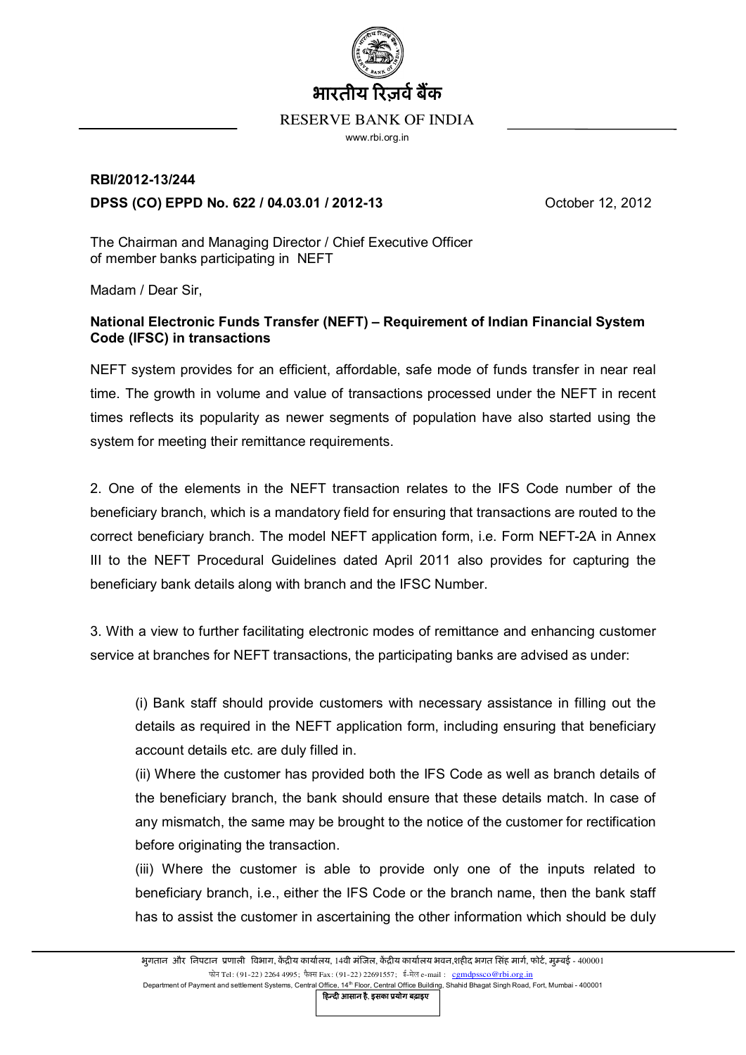भारतीय रिज़र्व बैंक

RESERVE BANK OF INDIA

www.rbi.org.in

**RBI/2012-13/244**

**DPSS (CO) EPPD No. 622 / 04.03.01 / 2012-13** October 12, 2012

The Chairman and Managing Director / Chief Executive Officer
of member banks participating in NEFT

Madam / Dear Sir,

**National Electronic Funds Transfer (NEFT) – Requirement of Indian Financial System Code (IFSC) in transactions**

NEFT system provides for an efficient, affordable, safe mode of funds transfer in near real time. The growth in volume and value of transactions processed under the NEFT in recent times reflects its popularity as newer segments of population have also started using the system for meeting their remittance requirements.

2. One of the elements in the NEFT transaction relates to the IFS Code number of the beneficiary branch, which is a mandatory field for ensuring that transactions are routed to the correct beneficiary branch. The model NEFT application form, i.e. Form NEFT-2A in Annex III to the NEFT Procedural Guidelines dated April 2011 also provides for capturing the beneficiary bank details along with branch and the IFSC Number.

3. With a view to further facilitating electronic modes of remittance and enhancing customer service at branches for NEFT transactions, the participating banks are advised as under:

(i) Bank staff should provide customers with necessary assistance in filling out the details as required in the NEFT application form, including ensuring that beneficiary account details etc. are duly filled in.

(ii) Where the customer has provided both the IFS Code as well as branch details of the beneficiary branch, the bank should ensure that these details match. In case of any mismatch, the same may be brought to the notice of the customer for rectification before originating the transaction.

(iii) Where the customer is able to provide only one of the inputs related to beneficiary branch, i.e., either the IFS Code or the branch name, then the bank staff has to assist the customer in ascertaining the other information which should be duly

भुगतान और निपटान प्रणाली विभाग, केंद्रीय कार्यालय, 14वी मंजिल, केंद्रीय कार्यालय भवन,शहीद भगत सिंह मार्ग, फोर्ट, मुम्बई - 400001
फोन Tel: (91-22) 2264 4995; फैक्स Fax: (91-22) 22691557; ई-मेल e-mail : cgmdpssco@rbi.org.in
Department of Payment and settlement Systems, Central Office, 14th Floor, Central Office Building, Shahid Bhagat Singh Road, Fort, Mumbai - 400001

हिन्दी आसान है, इसका प्रयोग बढ़ाइए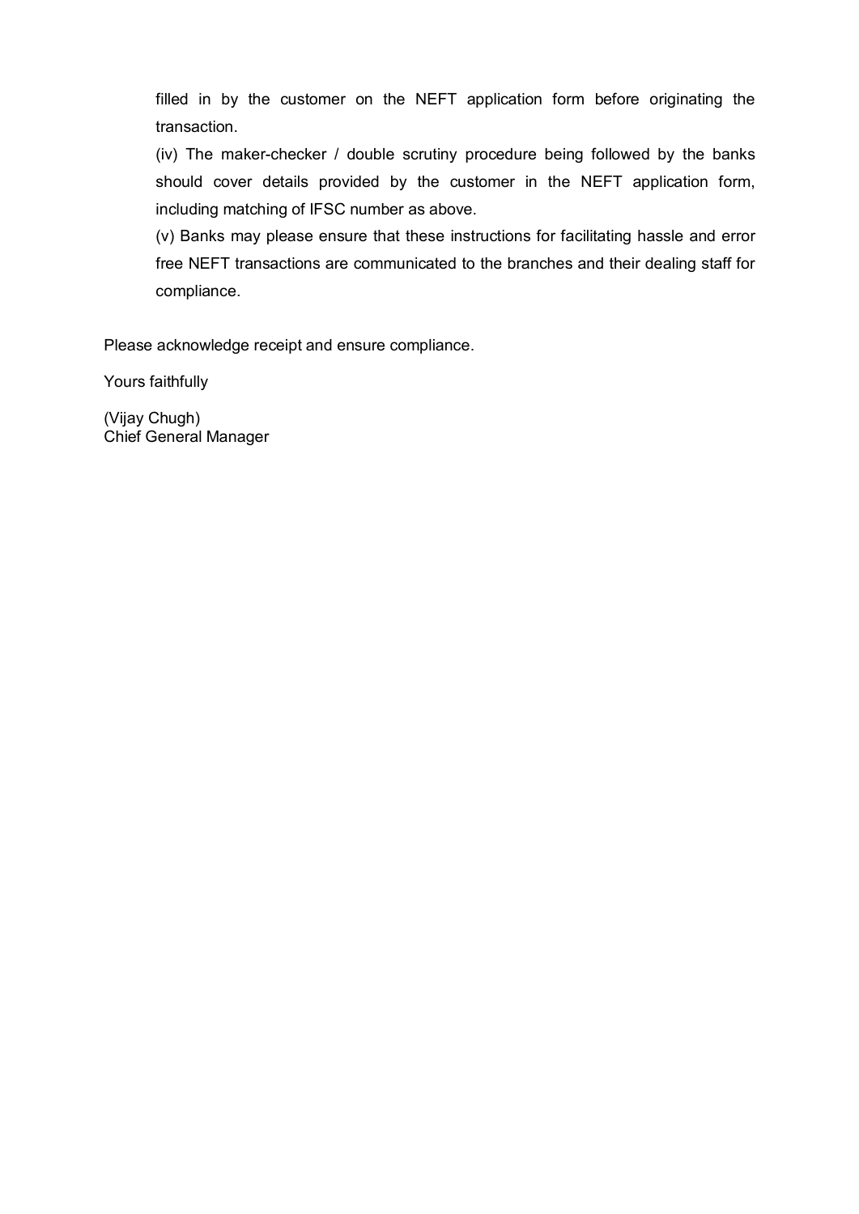filled in by the customer on the NEFT application form before originating the transaction.

(iv) The maker-checker / double scrutiny procedure being followed by the banks should cover details provided by the customer in the NEFT application form, including matching of IFSC number as above.

(v) Banks may please ensure that these instructions for facilitating hassle and error free NEFT transactions are communicated to the branches and their dealing staff for compliance.

Please acknowledge receipt and ensure compliance.

Yours faithfully

(Vijay Chugh)
Chief General Manager